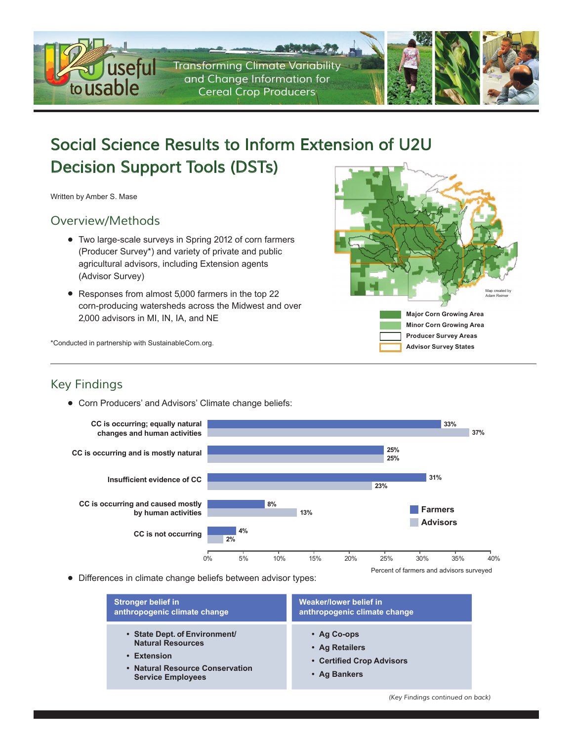# Social Science Results to Inform Extension of U2U Decision Support Tools (DSTs)

Written by Amber S. Mase

## Overview/Methods

- Two large-scale surveys in Spring 2012 of corn farmers (Producer Survey*) and variety of private and public agricultural advisors, including Extension agents (Advisor Survey)
- Responses from almost 5,000 farmers in the top 22 corn-producing watersheds across the Midwest and over 2,000 advisors in MI, IN, IA, and NE

*Conducted in partnership with SustainableCorn.org.

Map created by Adam Reimer

Major Corn Growing Area
Minor Corn Growing Area
Producer Survey Areas
Advisor Survey States

## Key Findings

- Corn Producers' and Advisors' Climate change beliefs:

| Belief | Farmers | Advisors |
| --- | --- | --- |
| CC is occurring; equally natural changes and human activities | 33% | 37% |
| CC is occurring and is mostly natural | 25% | 25% |
| Insufficient evidence of CC | 31% | 23% |
| CC is occurring and caused mostly by human activities | 8% | 13% |
| CC is not occurring | 4% | 2% |

Percent of farmers and advisors surveyed

- Differences in climate change beliefs between advisor types:

| Stronger belief in anthropogenic climate change | Weaker/lower belief in anthropogenic climate change |
| --- | --- |
| • State Dept. of Environment/ Natural Resources<br>• Extension<br>• Natural Resource Conservation Service Employees | • Ag Co-ops<br>• Ag Retailers<br>• Certified Crop Advisors<br>• Ag Bankers |

*(Key Findings continued on back)*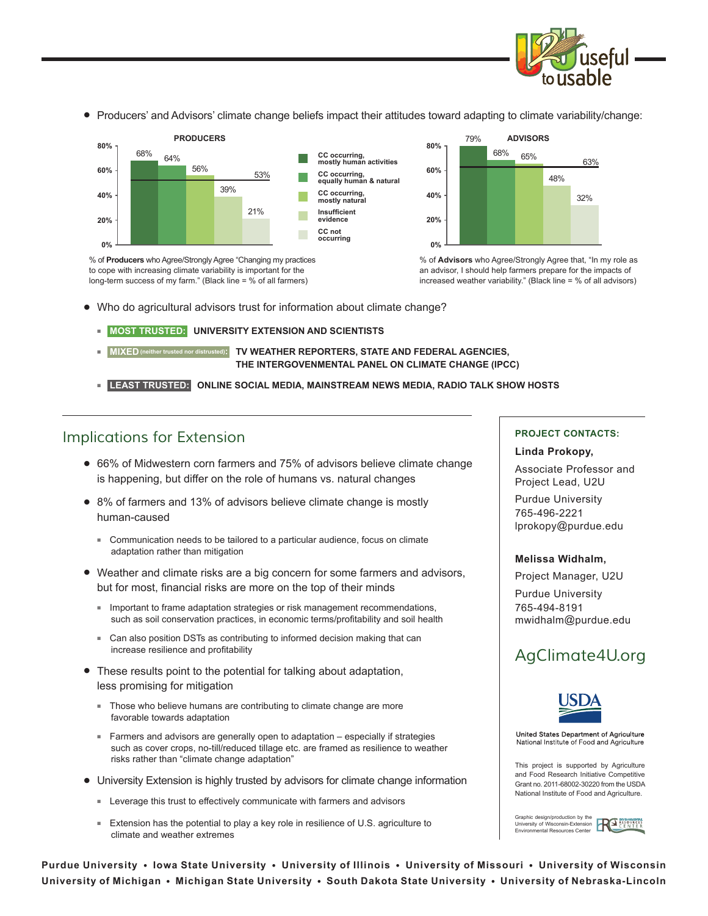- Producers' and Advisors' climate change beliefs impact their attitudes toward adapting to climate variability/change:

**PRODUCERS**

80%
60%
40%
20%
0%

68%
64%
56%
39%
21%
53%

**CC occurring, mostly human activities**
**CC occurring, equally human & natural**
**CC occurring, mostly natural**
**Insufficient evidence**
**CC not occurring**

% of **Producers** who Agree/Strongly Agree "Changing my practices to cope with increasing climate variability is important for the long-term success of my farm." (Black line = % of all farmers)

**ADVISORS**

80%
60%
40%
20%
0%

79%
68%
65%
48%
32%
63%

% of **Advisors** who Agree/Strongly Agree that, "In my role as an advisor, I should help farmers prepare for the impacts of increased weather variability." (Black line = % of all advisors)

- Who do agricultural advisors trust for information about climate change?
  - **MOST TRUSTED:** **UNIVERSITY EXTENSION AND SCIENTISTS**
  - **MIXED** (neither trusted nor distrusted)**:** **TV WEATHER REPORTERS, STATE AND FEDERAL AGENCIES, THE INTERGOVENMENTAL PANEL ON CLIMATE CHANGE (IPCC)**
  - **LEAST TRUSTED:** **ONLINE SOCIAL MEDIA, MAINSTREAM NEWS MEDIA, RADIO TALK SHOW HOSTS**

## Implications for Extension

- 66% of Midwestern corn farmers and 75% of advisors believe climate change is happening, but differ on the role of humans vs. natural changes
- 8% of farmers and 13% of advisors believe climate change is mostly human-caused
  - Communication needs to be tailored to a particular audience, focus on climate adaptation rather than mitigation
- Weather and climate risks are a big concern for some farmers and advisors, but for most, financial risks are more on the top of their minds
  - Important to frame adaptation strategies or risk management recommendations, such as soil conservation practices, in economic terms/profitability and soil health
  - Can also position DSTs as contributing to informed decision making that can increase resilience and profitability
- These results point to the potential for talking about adaptation, less promising for mitigation
  - Those who believe humans are contributing to climate change are more favorable towards adaptation
  - Farmers and advisors are generally open to adaptation – especially if strategies such as cover crops, no-till/reduced tillage etc. are framed as resilience to weather risks rather than "climate change adaptation"
- University Extension is highly trusted by advisors for climate change information
  - Leverage this trust to effectively communicate with farmers and advisors
  - Extension has the potential to play a key role in resilience of U.S. agriculture to climate and weather extremes

**PROJECT CONTACTS:**

**Linda Prokopy,**

Associate Professor and Project Lead, U2U

Purdue University
765-496-2221
lprokopy@purdue.edu

**Melissa Widhalm,**

Project Manager, U2U

Purdue University
765-494-8191
mwidhalm@purdue.edu

AgClimate4U.org

USDA
United States Department of Agriculture
National Institute of Food and Agriculture

This project is supported by Agriculture and Food Research Initiative Competitive Grant no. 2011-68002-30220 from the USDA National Institute of Food and Agriculture.

Graphic design/production by the University of Wisconsin-Extension Environmental Resources Center

**Purdue University • Iowa State University • University of Illinois • University of Missouri • University of Wisconsin University of Michigan • Michigan State University • South Dakota State University • University of Nebraska-Lincoln**